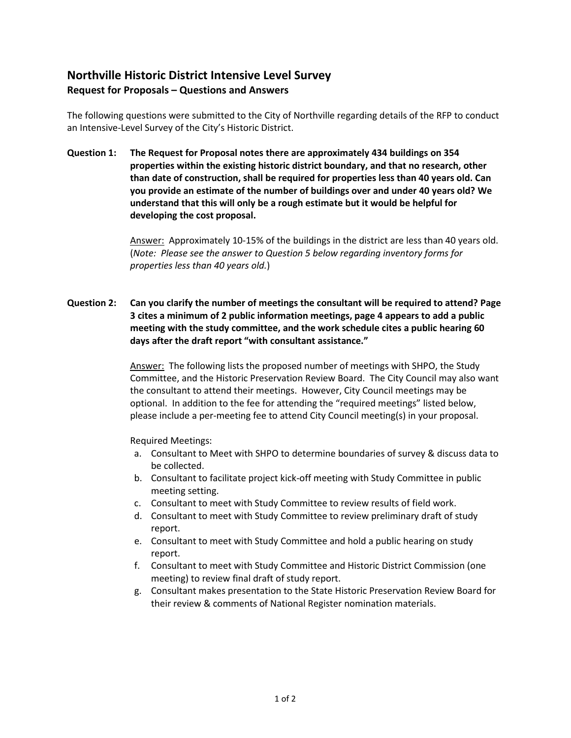# Northville Historic District Intensive Level Survey

## Request for Proposals – Questions and Answers

The following questions were submitted to the City of Northville regarding details of the RFP to conduct an Intensive-Level Survey of the City's Historic District.

**Question 1: The Request for Proposal notes there are approximately 434 buildings on 354 properties within the existing historic district boundary, and that no research, other than date of construction, shall be required for properties less than 40 years old. Can you provide an estimate of the number of buildings over and under 40 years old? We understand that this will only be a rough estimate but it would be helpful for developing the cost proposal.**

Answer: Approximately 10-15% of the buildings in the district are less than 40 years old. (*Note: Please see the answer to Question 5 below regarding inventory forms for properties less than 40 years old.*)

**Question 2: Can you clarify the number of meetings the consultant will be required to attend? Page 3 cites a minimum of 2 public information meetings, page 4 appears to add a public meeting with the study committee, and the work schedule cites a public hearing 60 days after the draft report "with consultant assistance."**

Answer: The following lists the proposed number of meetings with SHPO, the Study Committee, and the Historic Preservation Review Board. The City Council may also want the consultant to attend their meetings. However, City Council meetings may be optional. In addition to the fee for attending the "required meetings" listed below, please include a per-meeting fee to attend City Council meeting(s) in your proposal.

Required Meetings:

a. Consultant to Meet with SHPO to determine boundaries of survey & discuss data to be collected.
b. Consultant to facilitate project kick-off meeting with Study Committee in public meeting setting.
c. Consultant to meet with Study Committee to review results of field work.
d. Consultant to meet with Study Committee to review preliminary draft of study report.
e. Consultant to meet with Study Committee and hold a public hearing on study report.
f. Consultant to meet with Study Committee and Historic District Commission (one meeting) to review final draft of study report.
g. Consultant makes presentation to the State Historic Preservation Review Board for their review & comments of National Register nomination materials.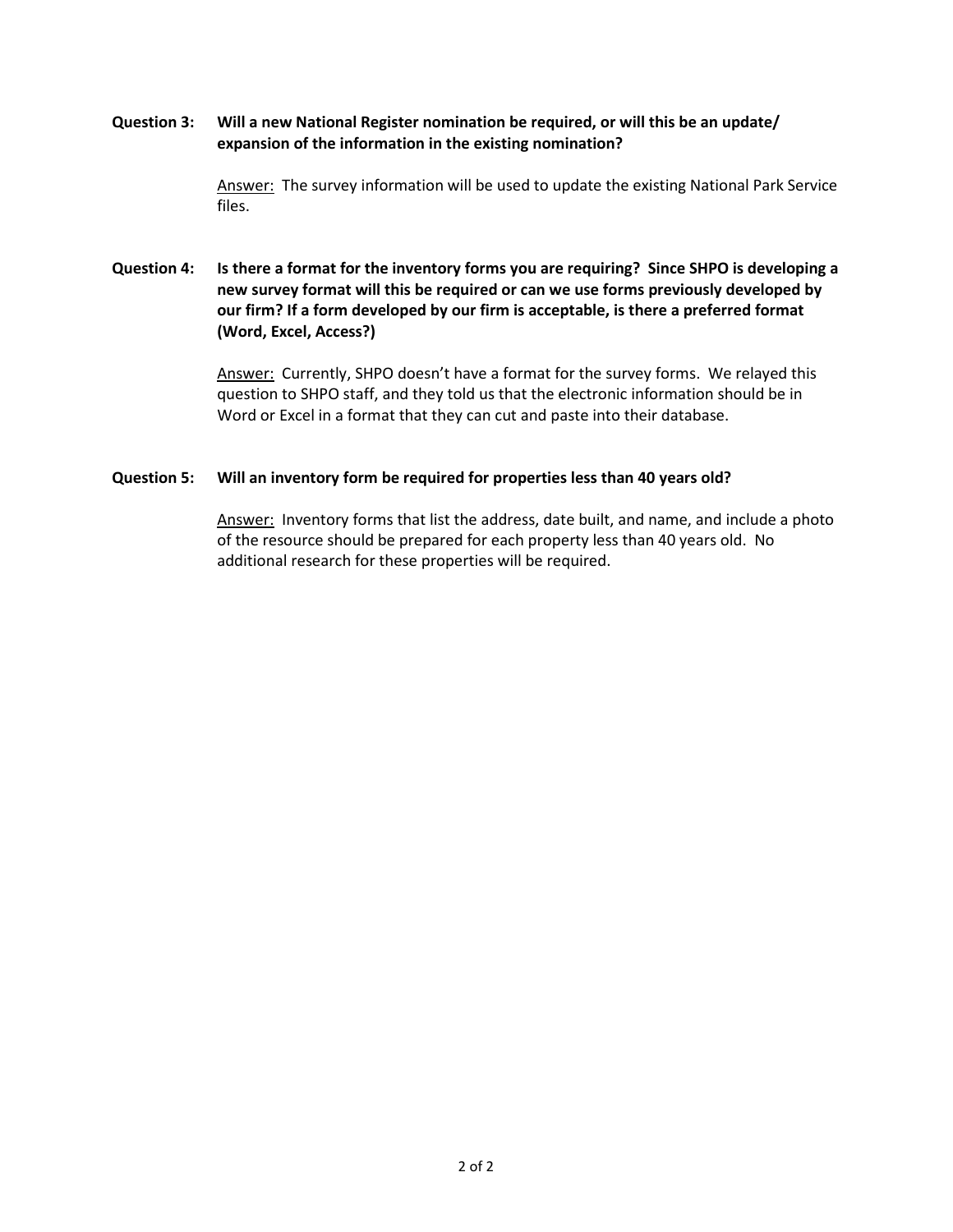**Question 3: Will a new National Register nomination be required, or will this be an update/ expansion of the information in the existing nomination?**

Answer: The survey information will be used to update the existing National Park Service files.

**Question 4: Is there a format for the inventory forms you are requiring? Since SHPO is developing a new survey format will this be required or can we use forms previously developed by our firm? If a form developed by our firm is acceptable, is there a preferred format (Word, Excel, Access?)**

Answer: Currently, SHPO doesn't have a format for the survey forms. We relayed this question to SHPO staff, and they told us that the electronic information should be in Word or Excel in a format that they can cut and paste into their database.

**Question 5: Will an inventory form be required for properties less than 40 years old?**

Answer: Inventory forms that list the address, date built, and name, and include a photo of the resource should be prepared for each property less than 40 years old. No additional research for these properties will be required.